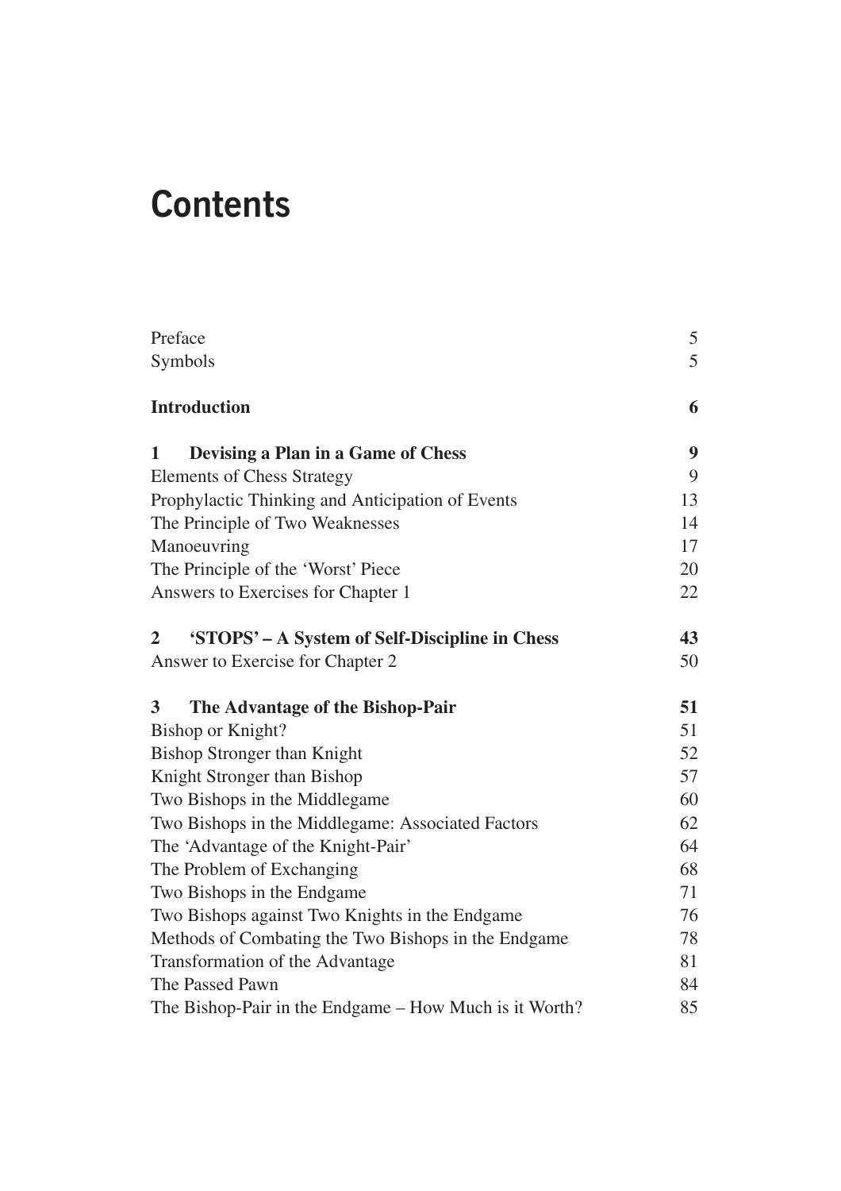# Contents

| | |
|---|---|
| Preface | 5 |
| Symbols | 5 |
| **Introduction** | **6** |
| **1 Devising a Plan in a Game of Chess** | **9** |
| Elements of Chess Strategy | 9 |
| Prophylactic Thinking and Anticipation of Events | 13 |
| The Principle of Two Weaknesses | 14 |
| Manoeuvring | 17 |
| The Principle of the 'Worst' Piece | 20 |
| Answers to Exercises for Chapter 1 | 22 |
| **2 'STOPS' – A System of Self-Discipline in Chess** | **43** |
| Answer to Exercise for Chapter 2 | 50 |
| **3 The Advantage of the Bishop-Pair** | **51** |
| Bishop or Knight? | 51 |
| Bishop Stronger than Knight | 52 |
| Knight Stronger than Bishop | 57 |
| Two Bishops in the Middlegame | 60 |
| Two Bishops in the Middlegame: Associated Factors | 62 |
| The 'Advantage of the Knight-Pair' | 64 |
| The Problem of Exchanging | 68 |
| Two Bishops in the Endgame | 71 |
| Two Bishops against Two Knights in the Endgame | 76 |
| Methods of Combating the Two Bishops in the Endgame | 78 |
| Transformation of the Advantage | 81 |
| The Passed Pawn | 84 |
| The Bishop-Pair in the Endgame – How Much is it Worth? | 85 |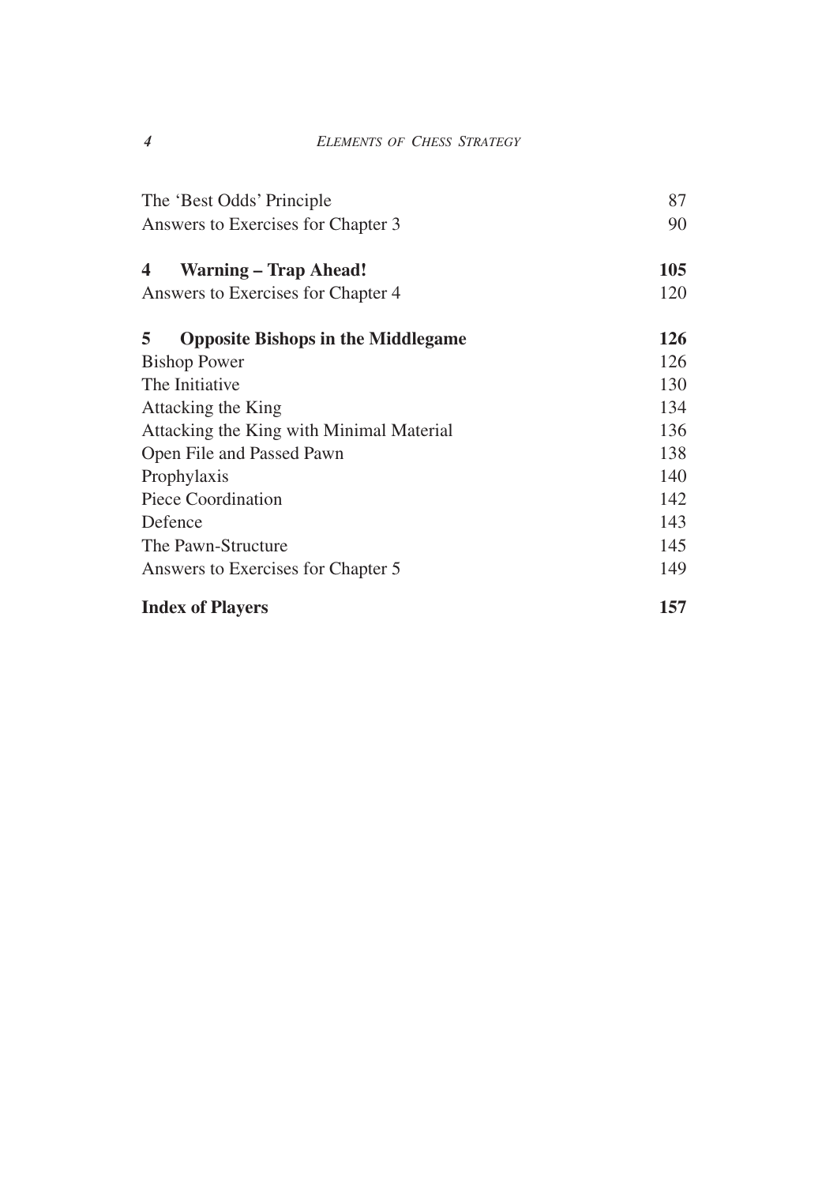| | |
|---|---|
| The 'Best Odds' Principle | 87 |
| Answers to Exercises for Chapter 3 | 90 |
| **4 Warning – Trap Ahead!** | **105** |
| Answers to Exercises for Chapter 4 | 120 |
| **5 Opposite Bishops in the Middlegame** | **126** |
| Bishop Power | 126 |
| The Initiative | 130 |
| Attacking the King | 134 |
| Attacking the King with Minimal Material | 136 |
| Open File and Passed Pawn | 138 |
| Prophylaxis | 140 |
| Piece Coordination | 142 |
| Defence | 143 |
| The Pawn-Structure | 145 |
| Answers to Exercises for Chapter 5 | 149 |
| **Index of Players** | **157** |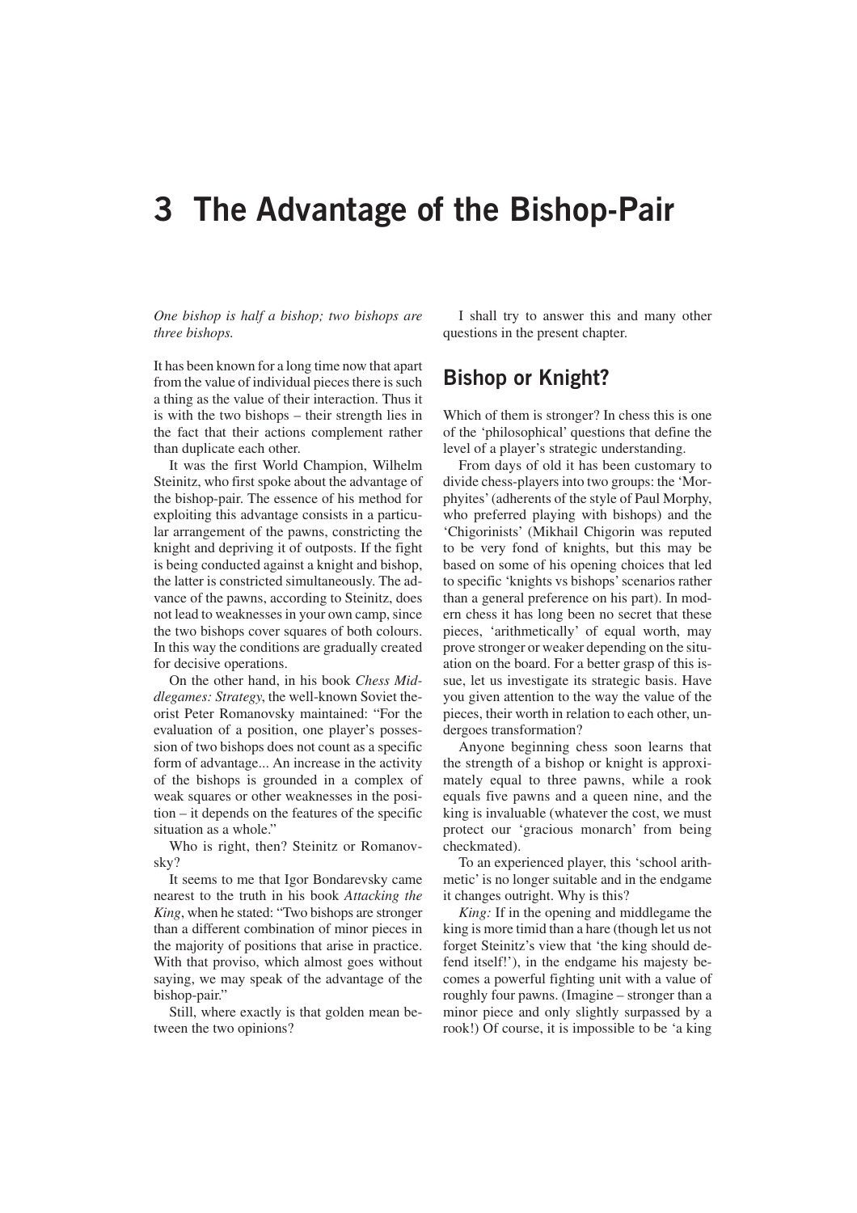# 3 The Advantage of the Bishop-Pair

*One bishop is half a bishop; two bishops are three bishops.*

It has been known for a long time now that apart from the value of individual pieces there is such a thing as the value of their interaction. Thus it is with the two bishops – their strength lies in the fact that their actions complement rather than duplicate each other.

It was the first World Champion, Wilhelm Steinitz, who first spoke about the advantage of the bishop-pair. The essence of his method for exploiting this advantage consists in a particular arrangement of the pawns, constricting the knight and depriving it of outposts. If the fight is being conducted against a knight and bishop, the latter is constricted simultaneously. The advance of the pawns, according to Steinitz, does not lead to weaknesses in your own camp, since the two bishops cover squares of both colours. In this way the conditions are gradually created for decisive operations.

On the other hand, in his book *Chess Middlegames: Strategy*, the well-known Soviet theorist Peter Romanovsky maintained: "For the evaluation of a position, one player's possession of two bishops does not count as a specific form of advantage... An increase in the activity of the bishops is grounded in a complex of weak squares or other weaknesses in the position – it depends on the features of the specific situation as a whole."

Who is right, then? Steinitz or Romanovsky?

It seems to me that Igor Bondarevsky came nearest to the truth in his book *Attacking the King*, when he stated: "Two bishops are stronger than a different combination of minor pieces in the majority of positions that arise in practice. With that proviso, which almost goes without saying, we may speak of the advantage of the bishop-pair."

Still, where exactly is that golden mean between the two opinions?

I shall try to answer this and many other questions in the present chapter.

## Bishop or Knight?

Which of them is stronger? In chess this is one of the 'philosophical' questions that define the level of a player's strategic understanding.

From days of old it has been customary to divide chess-players into two groups: the 'Morphyites' (adherents of the style of Paul Morphy, who preferred playing with bishops) and the 'Chigorinists' (Mikhail Chigorin was reputed to be very fond of knights, but this may be based on some of his opening choices that led to specific 'knights vs bishops' scenarios rather than a general preference on his part). In modern chess it has long been no secret that these pieces, 'arithmetically' of equal worth, may prove stronger or weaker depending on the situation on the board. For a better grasp of this issue, let us investigate its strategic basis. Have you given attention to the way the value of the pieces, their worth in relation to each other, undergoes transformation?

Anyone beginning chess soon learns that the strength of a bishop or knight is approximately equal to three pawns, while a rook equals five pawns and a queen nine, and the king is invaluable (whatever the cost, we must protect our 'gracious monarch' from being checkmated).

To an experienced player, this 'school arithmetic' is no longer suitable and in the endgame it changes outright. Why is this?

*King:* If in the opening and middlegame the king is more timid than a hare (though let us not forget Steinitz's view that 'the king should defend itself!'), in the endgame his majesty becomes a powerful fighting unit with a value of roughly four pawns. (Imagine – stronger than a minor piece and only slightly surpassed by a rook!) Of course, it is impossible to be 'a king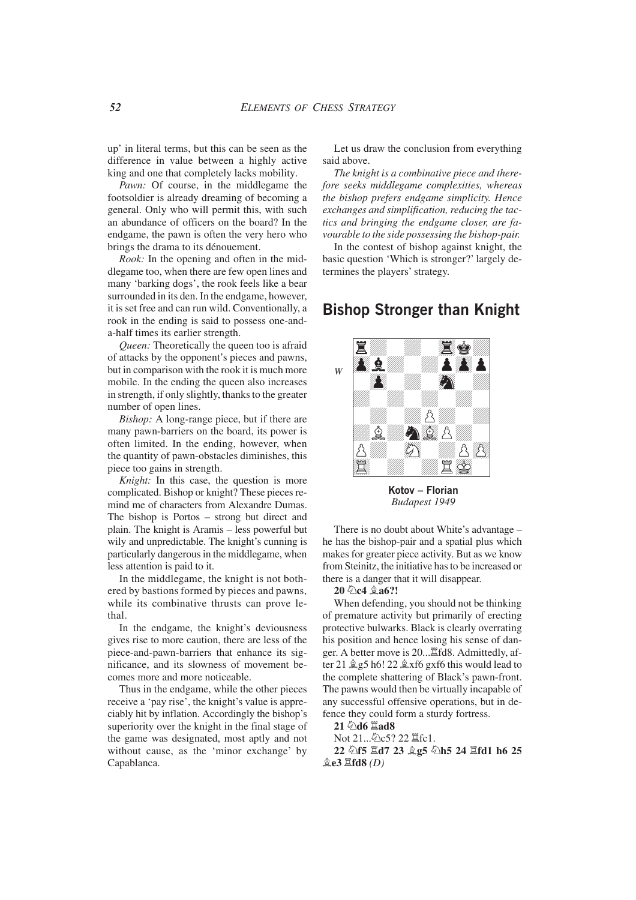up' in literal terms, but this can be seen as the difference in value between a highly active king and one that completely lacks mobility.

*Pawn:* Of course, in the middlegame the footsoldier is already dreaming of becoming a general. Only who will permit this, with such an abundance of officers on the board? In the endgame, the pawn is often the very hero who brings the drama to its dénouement.

*Rook:* In the opening and often in the middlegame too, when there are few open lines and many 'barking dogs', the rook feels like a bear surrounded in its den. In the endgame, however, it is set free and can run wild. Conventionally, a rook in the ending is said to possess one-and-a-half times its earlier strength.

*Queen:* Theoretically the queen too is afraid of attacks by the opponent's pieces and pawns, but in comparison with the rook it is much more mobile. In the ending the queen also increases in strength, if only slightly, thanks to the greater number of open lines.

*Bishop:* A long-range piece, but if there are many pawn-barriers on the board, its power is often limited. In the ending, however, when the quantity of pawn-obstacles diminishes, this piece too gains in strength.

*Knight:* In this case, the question is more complicated. Bishop or knight? These pieces remind me of characters from Alexandre Dumas. The bishop is Portos – strong but direct and plain. The knight is Aramis – less powerful but wily and unpredictable. The knight's cunning is particularly dangerous in the middlegame, when less attention is paid to it.

In the middlegame, the knight is not bothered by bastions formed by pieces and pawns, while its combinative thrusts can prove lethal.

In the endgame, the knight's deviousness gives rise to more caution, there are less of the piece-and-pawn-barriers that enhance its significance, and its slowness of movement becomes more and more noticeable.

Thus in the endgame, while the other pieces receive a 'pay rise', the knight's value is appreciably hit by inflation. Accordingly the bishop's superiority over the knight in the final stage of the game was designated, most aptly and not without cause, as the 'minor exchange' by Capablanca.

Let us draw the conclusion from everything said above.

*The knight is a combinative piece and therefore seeks middlegame complexities, whereas the bishop prefers endgame simplicity. Hence exchanges and simplification, reducing the tactics and bringing the endgame closer, are favourable to the side possessing the bishop-pair.*

In the contest of bishop against knight, the basic question 'Which is stronger?' largely determines the players' strategy.

## Bishop Stronger than Knight

*W*

**Kotov – Florian**
*Budapest 1949*

There is no doubt about White's advantage – he has the bishop-pair and a spatial plus which makes for greater piece activity. But as we know from Steinitz, the initiative has to be increased or there is a danger that it will disappear.

**20 ♘c4 ♗a6?!**

When defending, you should not be thinking of premature activity but primarily of erecting protective bulwarks. Black is clearly overrating his position and hence losing his sense of danger. A better move is 20...♖fd8. Admittedly, after 21 ♗g5 h6! 22 ♗xf6 gxf6 this would lead to the complete shattering of Black's pawn-front. The pawns would then be virtually incapable of any successful offensive operations, but in defence they could form a sturdy fortress.

**21 ♘d6 ♖ad8**

Not 21...♘c5? 22 ♖fc1.

**22 ♘f5 ♖d7 23 ♗g5 ♘h5 24 ♖fd1 h6 25 ♗e3 ♖fd8** *(D)*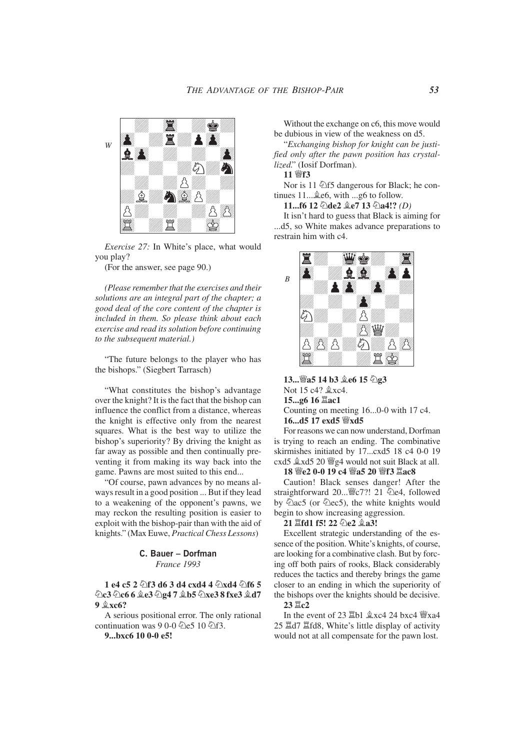*W*

*Exercise 27:* In White's place, what would you play?

(For the answer, see page 90.)

*(Please remember that the exercises and their solutions are an integral part of the chapter; a good deal of the core content of the chapter is included in them. So please think about each exercise and read its solution before continuing to the subsequent material.)*

"The future belongs to the player who has the bishops." (Siegbert Tarrasch)

"What constitutes the bishop's advantage over the knight? It is the fact that the bishop can influence the conflict from a distance, whereas the knight is effective only from the nearest squares. What is the best way to utilize the bishop's superiority? By driving the knight as far away as possible and then continually preventing it from making its way back into the game. Pawns are most suited to this end...

"Of course, pawn advances by no means always result in a good position ... But if they lead to a weakening of the opponent's pawns, we may reckon the resulting position is easier to exploit with the bishop-pair than with the aid of knights." (Max Euwe, *Practical Chess Lessons*)

### C. Bauer – Dorfman

*France 1993*

**1 e4 c5 2 ♘f3 d6 3 d4 cxd4 4 ♘xd4 ♘f6 5 ♘c3 ♘c6 6 ♗e3 ♘g4 7 ♗b5 ♘xe3 8 fxe3 ♗d7 9 ♗xc6?**

A serious positional error. The only rational continuation was 9 0-0 ♘e5 10 ♘f3.

**9...bxc6 10 0-0 e5!**

Without the exchange on c6, this move would be dubious in view of the weakness on d5.

"*Exchanging bishop for knight can be justified only after the pawn position has crystallized.*" (Iosif Dorfman).

**11 ♕f3**

Nor is 11 ♘f5 dangerous for Black; he continues 11...♗e6, with ...g6 to follow.

**11...f6 12 ♘de2 ♗e7 13 ♘a4!?** *(D)*

It isn't hard to guess that Black is aiming for ...d5, so White makes advance preparations to restrain him with c4.

*B*

**13...♕a5 14 b3 ♗e6 15 ♘g3**

Not 15 c4? ♗xc4.

**15...g6 16 ♖ac1**

Counting on meeting 16...0-0 with 17 c4.

**16...d5 17 exd5 ♕xd5**

For reasons we can now understand, Dorfman is trying to reach an ending. The combinative skirmishes initiated by 17...cxd5 18 c4 0-0 19 cxd5 ♗xd5 20 ♕g4 would not suit Black at all.

**18 ♕e2 0-0 19 c4 ♕a5 20 ♕f3 ♖ac8**

Caution! Black senses danger! After the straightforward 20...♕c7?! 21 ♘e4, followed by ♘ac5 (or ♘ec5), the white knights would begin to show increasing aggression.

**21 ♖fd1 f5! 22 ♘e2 ♗a3!**

Excellent strategic understanding of the essence of the position. White's knights, of course, are looking for a combinative clash. But by forcing off both pairs of rooks, Black considerably reduces the tactics and thereby brings the game closer to an ending in which the superiority of the bishops over the knights should be decisive.

**23 ♖c2**

In the event of 23 ♖b1 ♗xc4 24 bxc4 ♕xa4 25 ♖d7 ♖fd8, White's little display of activity would not at all compensate for the pawn lost.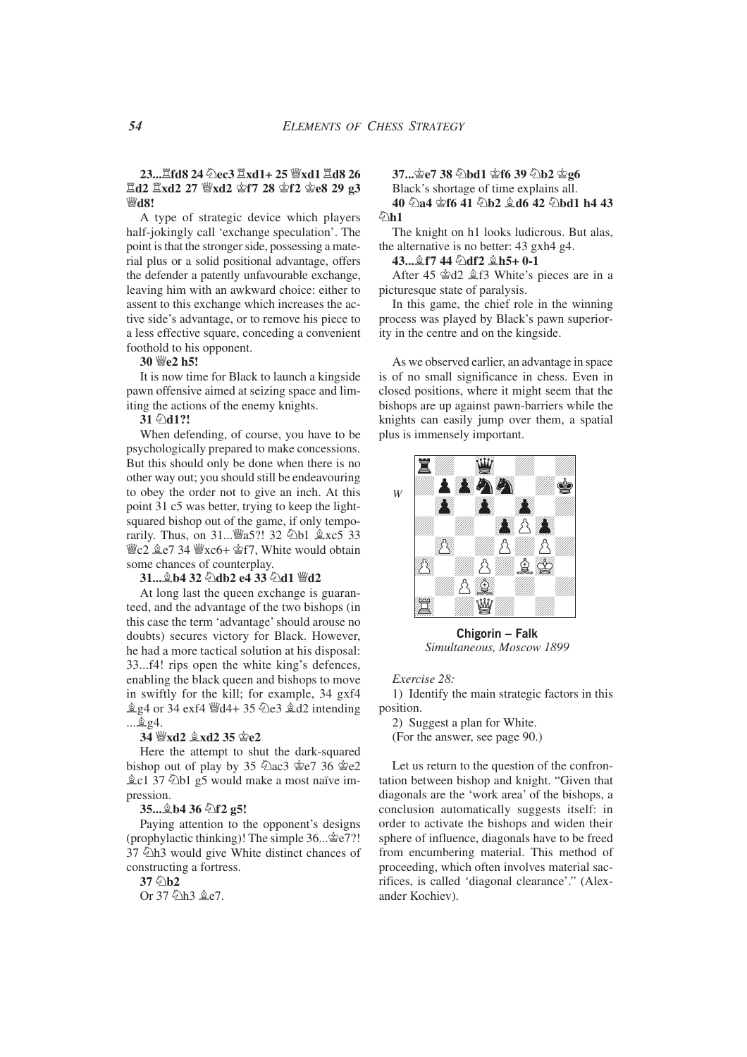**23...♖fd8 24 ♘ec3 ♖xd1+ 25 ♕xd1 ♖d8 26 ♖d2 ♖xd2 27 ♕xd2 ♔f7 28 ♔f2 ♔e8 29 g3 ♕d8!**

A type of strategic device which players half-jokingly call 'exchange speculation'. The point is that the stronger side, possessing a material plus or a solid positional advantage, offers the defender a patently unfavourable exchange, leaving him with an awkward choice: either to assent to this exchange which increases the active side's advantage, or to remove his piece to a less effective square, conceding a convenient foothold to his opponent.

**30 ♕e2 h5!**

It is now time for Black to launch a kingside pawn offensive aimed at seizing space and limiting the actions of the enemy knights.

**31 ♘d1?!**

When defending, of course, you have to be psychologically prepared to make concessions. But this should only be done when there is no other way out; you should still be endeavouring to obey the order not to give an inch. At this point 31 c5 was better, trying to keep the light-squared bishop out of the game, if only temporarily. Thus, on 31...♕a5?! 32 ♘b1 ♗xc5 33 ♕c2 ♗e7 34 ♕xc6+ ♔f7, White would obtain some chances of counterplay.

**31...♗b4 32 ♘db2 e4 33 ♘d1 ♕d2**

At long last the queen exchange is guaranteed, and the advantage of the two bishops (in this case the term 'advantage' should arouse no doubts) secures victory for Black. However, he had a more tactical solution at his disposal: 33...f4! rips open the white king's defences, enabling the black queen and bishops to move in swiftly for the kill; for example, 34 gxf4 ♗g4 or 34 exf4 ♕d4+ 35 ♘e3 ♗d2 intending ...♗g4.

**34 ♕xd2 ♗xd2 35 ♔e2**

Here the attempt to shut the dark-squared bishop out of play by 35 ♘ac3 ♔e7 36 ♔e2 ♗c1 37 ♘b1 g5 would make a most naïve impression.

**35...♗b4 36 ♘f2 g5!**

Paying attention to the opponent's designs (prophylactic thinking)! The simple 36...♔e7?! 37 ♘h3 would give White distinct chances of constructing a fortress.

**37 ♘b2**

Or 37 ♘h3 ♗e7.

**37...♔e7 38 ♘bd1 ♔f6 39 ♘b2 ♔g6**

Black's shortage of time explains all.

**40 ♘a4 ♔f6 41 ♘b2 ♗d6 42 ♘bd1 h4 43 ♘h1**

The knight on h1 looks ludicrous. But alas, the alternative is no better: 43 gxh4 g4.

**43...♗f7 44 ♘df2 ♗h5+ 0-1**

After 45 ♔d2 ♗f3 White's pieces are in a picturesque state of paralysis.

In this game, the chief role in the winning process was played by Black's pawn superiority in the centre and on the kingside.

As we observed earlier, an advantage in space is of no small significance in chess. Even in closed positions, where it might seem that the bishops are up against pawn-barriers while the knights can easily jump over them, a spatial plus is immensely important.

*W*

**Chigorin – Falk**
*Simultaneous, Moscow 1899*

*Exercise 28:*

1) Identify the main strategic factors in this position.

2) Suggest a plan for White.

(For the answer, see page 90.)

Let us return to the question of the confrontation between bishop and knight. "Given that diagonals are the 'work area' of the bishops, a conclusion automatically suggests itself: in order to activate the bishops and widen their sphere of influence, diagonals have to be freed from encumbering material. This method of proceeding, which often involves material sacrifices, is called 'diagonal clearance'." (Alexander Kochiev).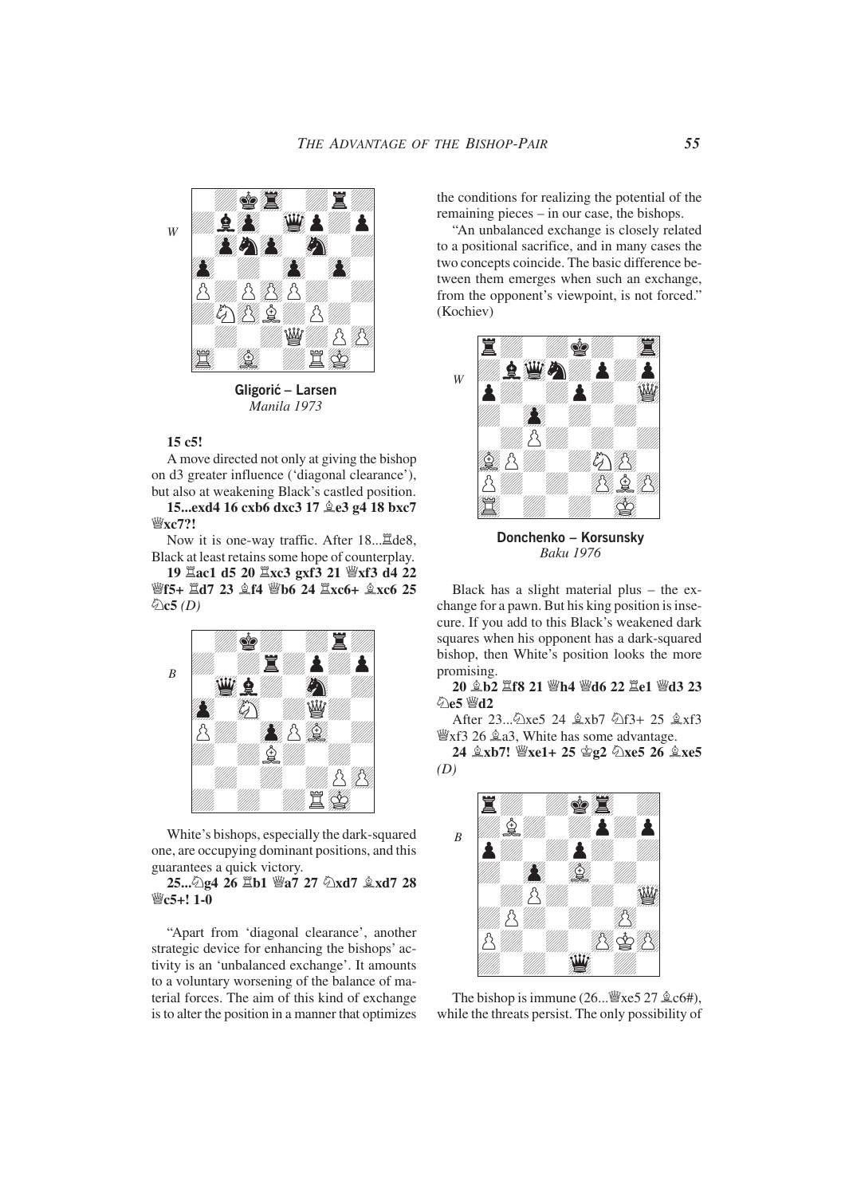W

**Gligorić – Larsen**
*Manila 1973*

**15 c5!**

A move directed not only at giving the bishop on d3 greater influence ('diagonal clearance'), but also at weakening Black's castled position.

**15...exd4 16 cxb6 dxc3 17 ♗e3 g4 18 bxc7 ♕xc7?!**

Now it is one-way traffic. After 18...♖de8, Black at least retains some hope of counterplay.

**19 ♖ac1 d5 20 ♖xc3 gxf3 21 ♕xf3 d4 22 ♕f5+ ♖d7 23 ♗f4 ♕b6 24 ♖xc6+ ♗xc6 25 ♘c5** *(D)*

B

White's bishops, especially the dark-squared one, are occupying dominant positions, and this guarantees a quick victory.

**25...♘g4 26 ♖b1 ♕a7 27 ♘xd7 ♗xd7 28 ♕c5+! 1-0**

"Apart from 'diagonal clearance', another strategic device for enhancing the bishops' activity is an 'unbalanced exchange'. It amounts to a voluntary worsening of the balance of material forces. The aim of this kind of exchange is to alter the position in a manner that optimizes the conditions for realizing the potential of the remaining pieces – in our case, the bishops.

"An unbalanced exchange is closely related to a positional sacrifice, and in many cases the two concepts coincide. The basic difference between them emerges when such an exchange, from the opponent's viewpoint, is not forced." (Kochiev)

W

**Donchenko – Korsunsky**
*Baku 1976*

Black has a slight material plus – the exchange for a pawn. But his king position is insecure. If you add to this Black's weakened dark squares when his opponent has a dark-squared bishop, then White's position looks the more promising.

**20 ♗b2 ♖f8 21 ♕h4 ♕d6 22 ♖e1 ♕d3 23 ♘e5 ♕d2**

After 23...♘xe5 24 ♗xb7 ♘f3+ 25 ♗xf3 ♕xf3 26 ♗a3, White has some advantage.

**24 ♗xb7! ♕xe1+ 25 ♔g2 ♘xe5 26 ♗xe5** *(D)*

B

The bishop is immune (26...♕xe5 27 ♗c6#), while the threats persist. The only possibility of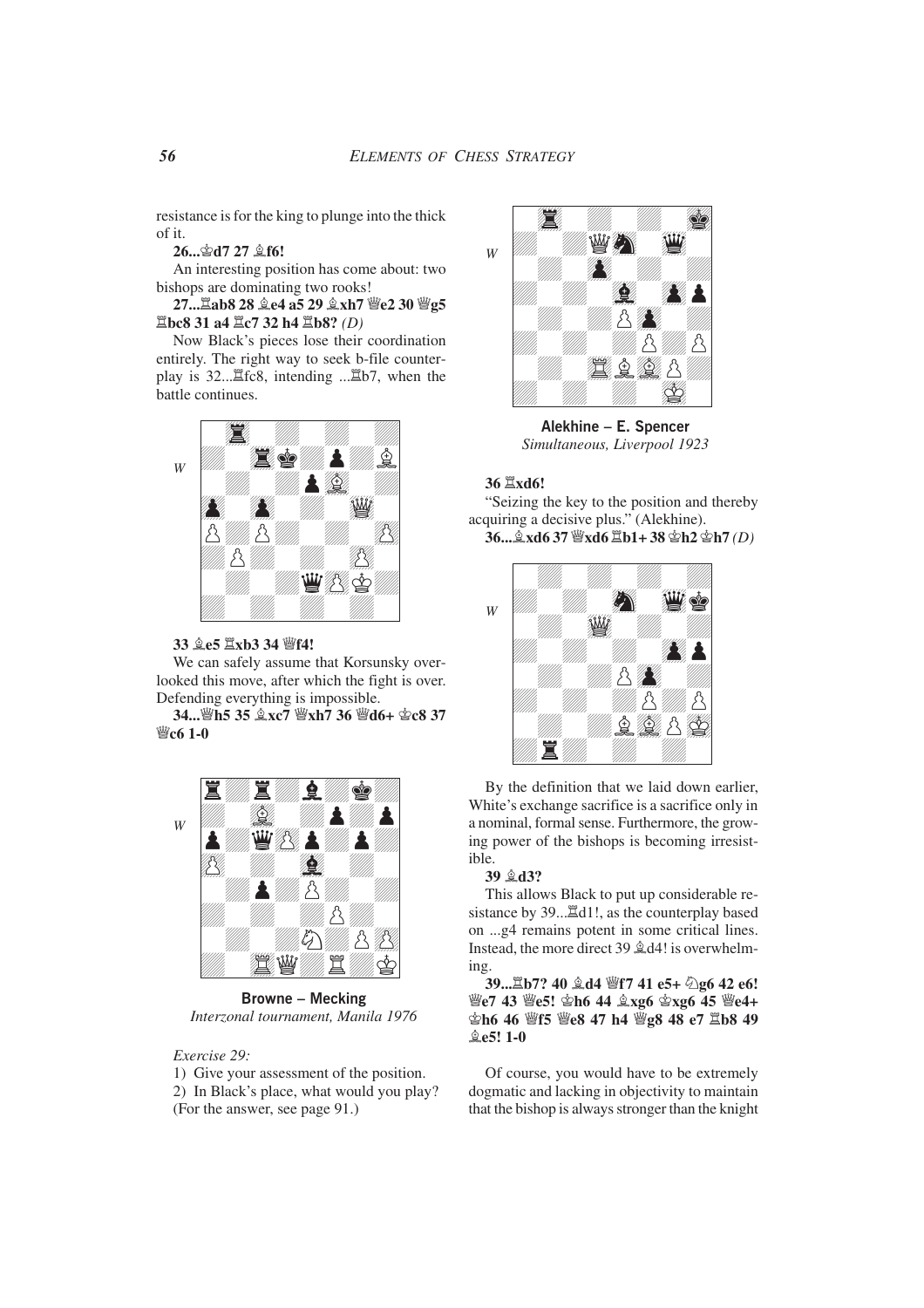resistance is for the king to plunge into the thick of it.

**26...♔d7 27 ♗f6!**

An interesting position has come about: two bishops are dominating two rooks!

**27...♖ab8 28 ♗e4 a5 29 ♗xh7 ♕e2 30 ♕g5 ♖bc8 31 a4 ♖c7 32 h4 ♖b8?** *(D)*

Now Black's pieces lose their coordination entirely. The right way to seek b-file counterplay is 32...♖fc8, intending ...♖b7, when the battle continues.

**33 ♗e5 ♖xb3 34 ♕f4!**

We can safely assume that Korsunsky overlooked this move, after which the fight is over. Defending everything is impossible.

**34...♕h5 35 ♗xc7 ♕xh7 36 ♕d6+ ♔c8 37 ♕c6 1-0**

**Browne – Mecking**
*Interzonal tournament, Manila 1976*

*Exercise 29:*

1) Give your assessment of the position.
2) In Black's place, what would you play?
(For the answer, see page 91.)

**Alekhine – E. Spencer**
*Simultaneous, Liverpool 1923*

**36 ♖xd6!**

"Seizing the key to the position and thereby acquiring a decisive plus." (Alekhine).

**36...♗xd6 37 ♕xd6 ♖b1+ 38 ♔h2 ♔h7** *(D)*

By the definition that we laid down earlier, White's exchange sacrifice is a sacrifice only in a nominal, formal sense. Furthermore, the growing power of the bishops is becoming irresistible.

**39 ♗d3?**

This allows Black to put up considerable resistance by 39...♖d1!, as the counterplay based on ...g4 remains potent in some critical lines. Instead, the more direct 39 ♗d4! is overwhelming.

**39...♖b7? 40 ♗d4 ♕f7 41 e5+ ♘g6 42 e6! ♕e7 43 ♕e5! ♔h6 44 ♗xg6 ♔xg6 45 ♕e4+ ♔h6 46 ♕f5 ♕e8 47 h4 ♕g8 48 e7 ♖b8 49 ♗e5! 1-0**

Of course, you would have to be extremely dogmatic and lacking in objectivity to maintain that the bishop is always stronger than the knight